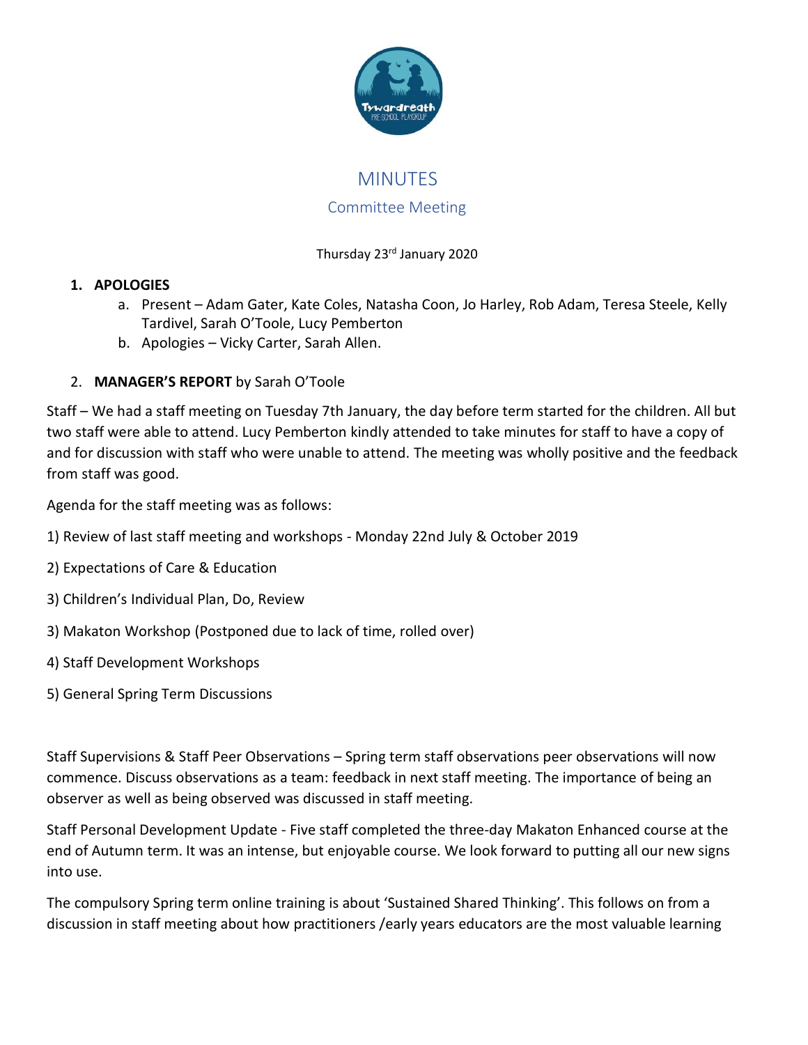# MINUTES

## Committee Meeting

Thursday 23rd January 2020

1. **APOLOGIES**
   a. Present – Adam Gater, Kate Coles, Natasha Coon, Jo Harley, Rob Adam, Teresa Steele, Kelly Tardivel, Sarah O'Toole, Lucy Pemberton
   b. Apologies – Vicky Carter, Sarah Allen.

2. **MANAGER'S REPORT** by Sarah O'Toole

Staff – We had a staff meeting on Tuesday 7th January, the day before term started for the children. All but two staff were able to attend. Lucy Pemberton kindly attended to take minutes for staff to have a copy of and for discussion with staff who were unable to attend. The meeting was wholly positive and the feedback from staff was good.

Agenda for the staff meeting was as follows:

1) Review of last staff meeting and workshops - Monday 22nd July & October 2019

2) Expectations of Care & Education

3) Children's Individual Plan, Do, Review

3) Makaton Workshop (Postponed due to lack of time, rolled over)

4) Staff Development Workshops

5) General Spring Term Discussions

Staff Supervisions & Staff Peer Observations – Spring term staff observations peer observations will now commence. Discuss observations as a team: feedback in next staff meeting. The importance of being an observer as well as being observed was discussed in staff meeting.

Staff Personal Development Update - Five staff completed the three-day Makaton Enhanced course at the end of Autumn term. It was an intense, but enjoyable course. We look forward to putting all our new signs into use.

The compulsory Spring term online training is about 'Sustained Shared Thinking'. This follows on from a discussion in staff meeting about how practitioners /early years educators are the most valuable learning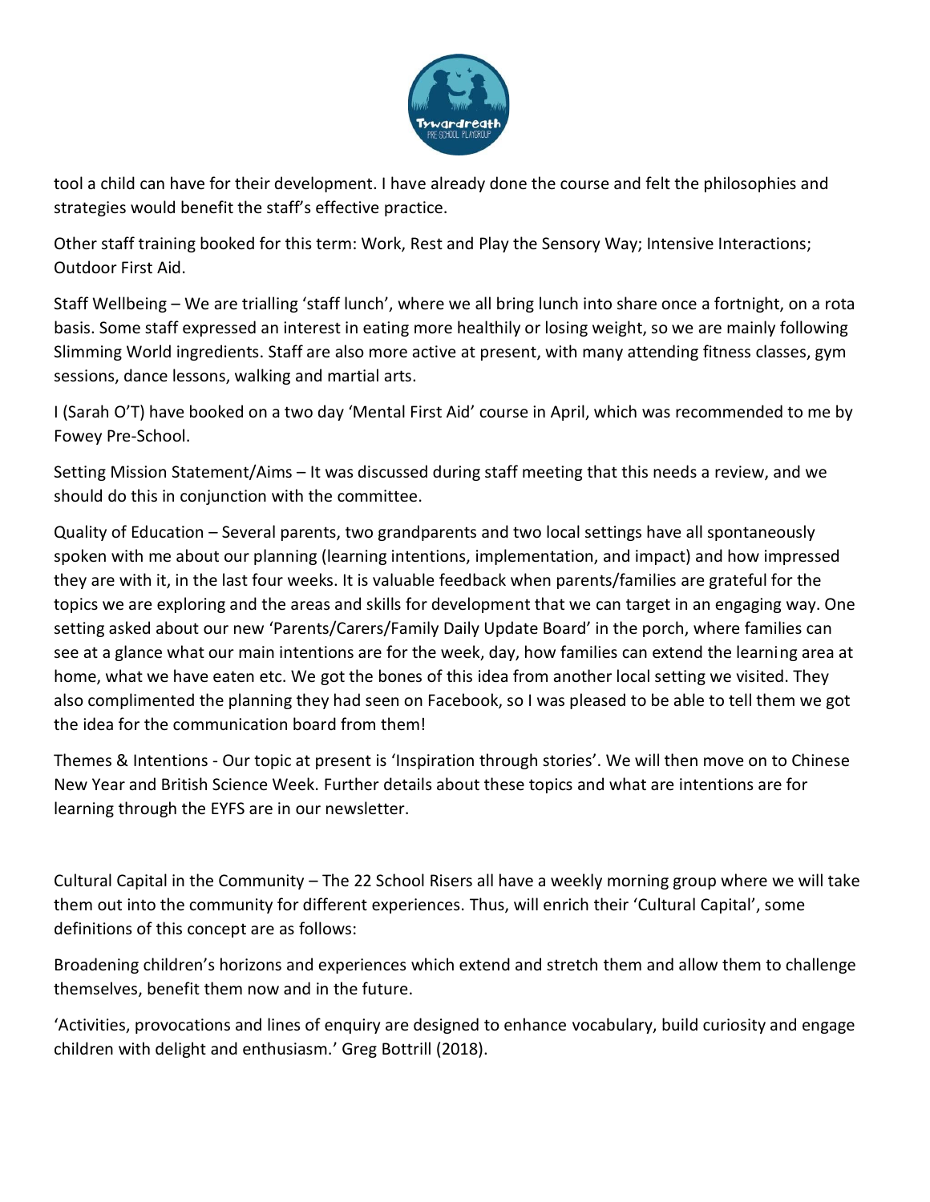tool a child can have for their development. I have already done the course and felt the philosophies and strategies would benefit the staff's effective practice.

Other staff training booked for this term: Work, Rest and Play the Sensory Way; Intensive Interactions; Outdoor First Aid.

Staff Wellbeing – We are trialling 'staff lunch', where we all bring lunch into share once a fortnight, on a rota basis. Some staff expressed an interest in eating more healthily or losing weight, so we are mainly following Slimming World ingredients. Staff are also more active at present, with many attending fitness classes, gym sessions, dance lessons, walking and martial arts.

I (Sarah O'T) have booked on a two day 'Mental First Aid' course in April, which was recommended to me by Fowey Pre-School.

Setting Mission Statement/Aims – It was discussed during staff meeting that this needs a review, and we should do this in conjunction with the committee.

Quality of Education – Several parents, two grandparents and two local settings have all spontaneously spoken with me about our planning (learning intentions, implementation, and impact) and how impressed they are with it, in the last four weeks. It is valuable feedback when parents/families are grateful for the topics we are exploring and the areas and skills for development that we can target in an engaging way. One setting asked about our new 'Parents/Carers/Family Daily Update Board' in the porch, where families can see at a glance what our main intentions are for the week, day, how families can extend the learning area at home, what we have eaten etc. We got the bones of this idea from another local setting we visited. They also complimented the planning they had seen on Facebook, so I was pleased to be able to tell them we got the idea for the communication board from them!

Themes & Intentions - Our topic at present is 'Inspiration through stories'. We will then move on to Chinese New Year and British Science Week. Further details about these topics and what are intentions are for learning through the EYFS are in our newsletter.

Cultural Capital in the Community – The 22 School Risers all have a weekly morning group where we will take them out into the community for different experiences. Thus, will enrich their 'Cultural Capital', some definitions of this concept are as follows:

Broadening children's horizons and experiences which extend and stretch them and allow them to challenge themselves, benefit them now and in the future.

'Activities, provocations and lines of enquiry are designed to enhance vocabulary, build curiosity and engage children with delight and enthusiasm.' Greg Bottrill (2018).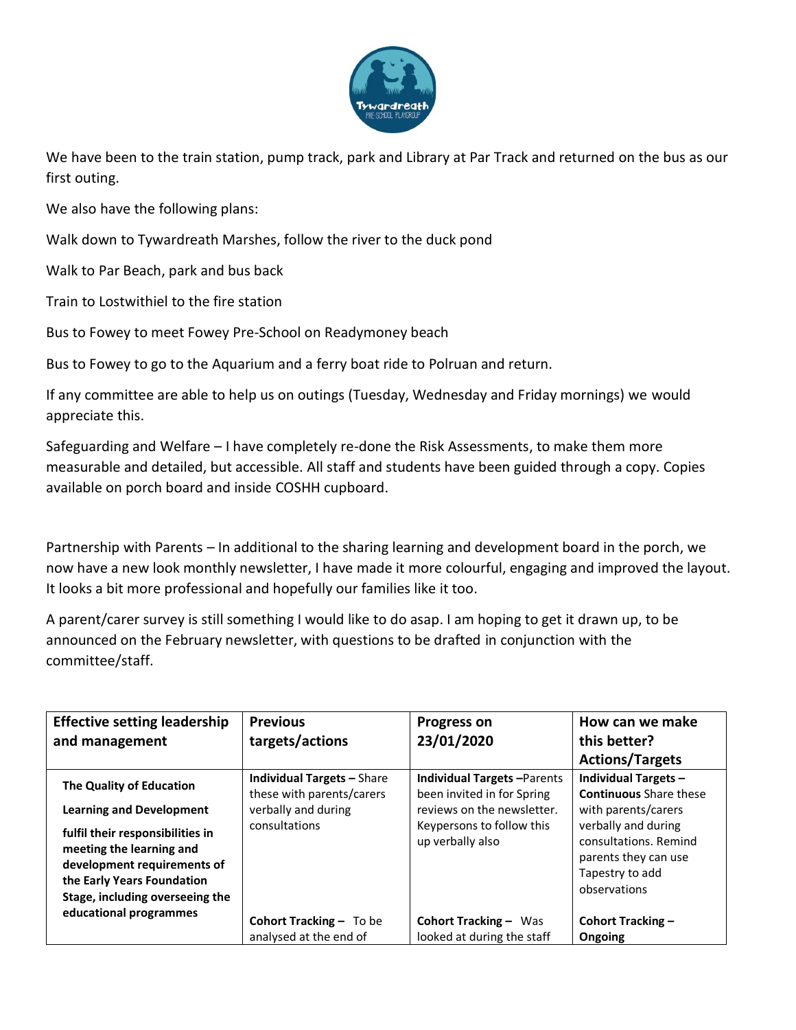We have been to the train station, pump track, park and Library at Par Track and returned on the bus as our first outing.

We also have the following plans:

Walk down to Tywardreath Marshes, follow the river to the duck pond

Walk to Par Beach, park and bus back

Train to Lostwithiel to the fire station

Bus to Fowey to meet Fowey Pre-School on Readymoney beach

Bus to Fowey to go to the Aquarium and a ferry boat ride to Polruan and return.

If any committee are able to help us on outings (Tuesday, Wednesday and Friday mornings) we would appreciate this.

Safeguarding and Welfare – I have completely re-done the Risk Assessments, to make them more measurable and detailed, but accessible. All staff and students have been guided through a copy. Copies available on porch board and inside COSHH cupboard.

Partnership with Parents – In additional to the sharing learning and development board in the porch, we now have a new look monthly newsletter, I have made it more colourful, engaging and improved the layout. It looks a bit more professional and hopefully our families like it too.

A parent/carer survey is still something I would like to do asap. I am hoping to get it drawn up, to be announced on the February newsletter, with questions to be drafted in conjunction with the committee/staff.

| **Effective setting leadership and management** | **Previous targets/actions** | **Progress on 23/01/2020** | **How can we make this better? Actions/Targets** |
|---|---|---|---|
| **The Quality of Education**<br><br>**Learning and Development**<br><br>**fulfil their responsibilities in meeting the learning and development requirements of the Early Years Foundation Stage, including overseeing the educational programmes** | **Individual Targets –** Share these with parents/carers verbally and during consultations<br><br>**Cohort Tracking –** To be analysed at the end of | **Individual Targets –**Parents been invited in for Spring reviews on the newsletter. Keypersons to follow this up verbally also<br><br>**Cohort Tracking –** Was looked at during the staff | **Individual Targets – Continuous** Share these with parents/carers verbally and during consultations. Remind parents they can use Tapestry to add observations<br><br>**Cohort Tracking – Ongoing** |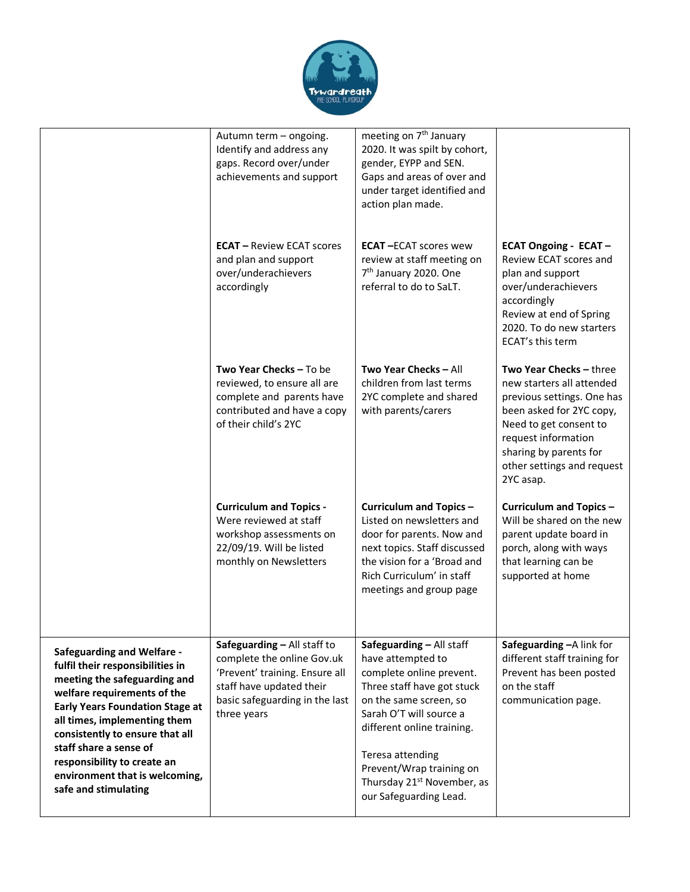| | | | |
|---|---|---|---|
| | Autumn term – ongoing. Identify and address any gaps. Record over/under achievements and support | meeting on 7th January 2020. It was spilt by cohort, gender, EYPP and SEN. Gaps and areas of over and under target identified and action plan made. | |
| | **ECAT –** Review ECAT scores and plan and support over/underachievers accordingly | **ECAT –**ECAT scores wew review at staff meeting on 7th January 2020. One referral to do to SaLT. | **ECAT Ongoing - ECAT –** Review ECAT scores and plan and support over/underachievers accordingly Review at end of Spring 2020. To do new starters ECAT's this term |
| | **Two Year Checks –** To be reviewed, to ensure all are complete and parents have contributed and have a copy of their child's 2YC | **Two Year Checks –** All children from last terms 2YC complete and shared with parents/carers | **Two Year Checks –** three new starters all attended previous settings. One has been asked for 2YC copy, Need to get consent to request information sharing by parents for other settings and request 2YC asap. |
| | **Curriculum and Topics -** Were reviewed at staff workshop assessments on 22/09/19. Will be listed monthly on Newsletters | **Curriculum and Topics –** Listed on newsletters and door for parents. Now and next topics. Staff discussed the vision for a 'Broad and Rich Curriculum' in staff meetings and group page | **Curriculum and Topics –** Will be shared on the new parent update board in porch, along with ways that learning can be supported at home |
| **Safeguarding and Welfare - fulfil their responsibilities in meeting the safeguarding and welfare requirements of the Early Years Foundation Stage at all times, implementing them consistently to ensure that all staff share a sense of responsibility to create an environment that is welcoming, safe and stimulating** | **Safeguarding –** All staff to complete the online Gov.uk 'Prevent' training. Ensure all staff have updated their basic safeguarding in the last three years | **Safeguarding –** All staff have attempted to complete online prevent. Three staff have got stuck on the same screen, so Sarah O'T will source a different online training.<br><br>Teresa attending Prevent/Wrap training on Thursday 21st November, as our Safeguarding Lead. | **Safeguarding –**A link for different staff training for Prevent has been posted on the staff communication page. |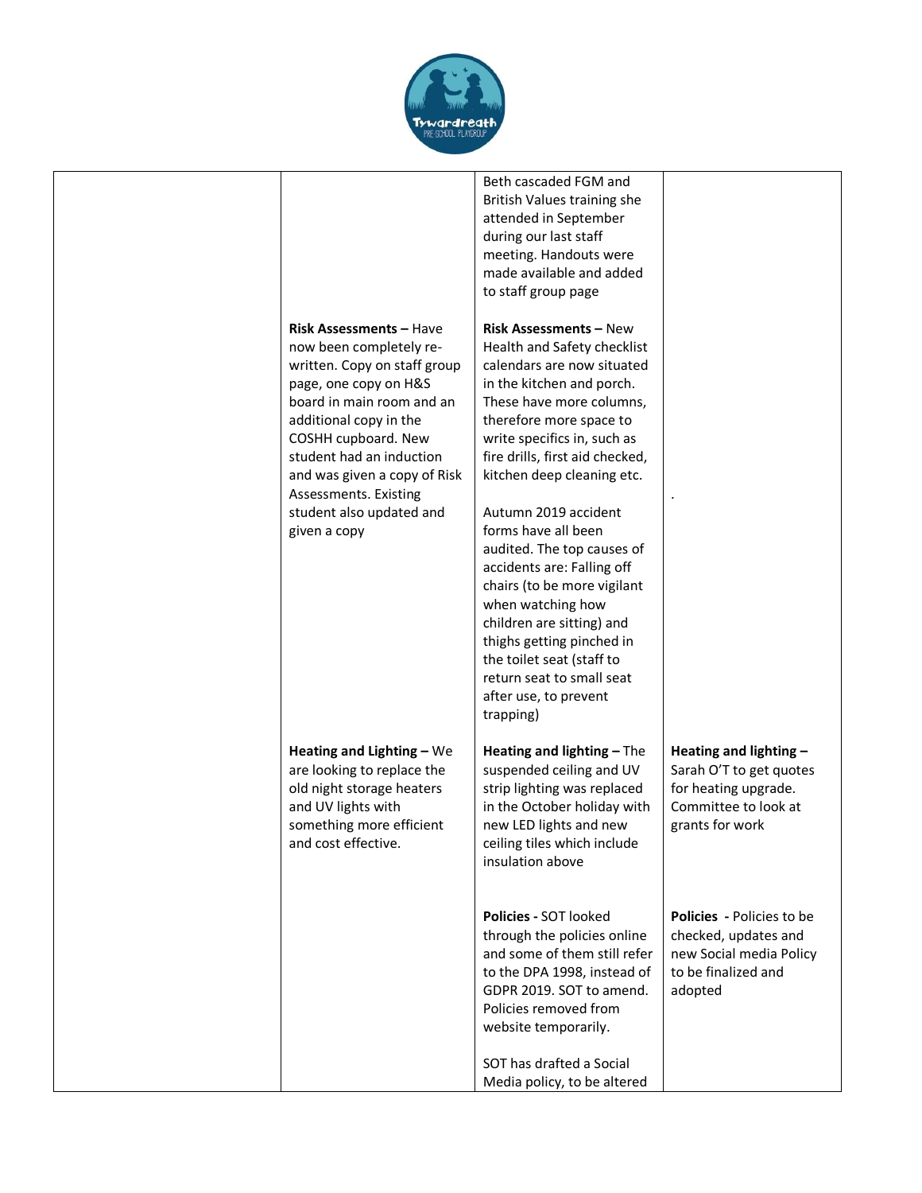| | | | |
|---|---|---|---|
| | | Beth cascaded FGM and British Values training she attended in September during our last staff meeting. Handouts were made available and added to staff group page | |
| | **Risk Assessments –** Have now been completely re-written. Copy on staff group page, one copy on H&S board in main room and an additional copy in the COSHH cupboard. New student had an induction and was given a copy of Risk Assessments. Existing student also updated and given a copy | **Risk Assessments –** New Health and Safety checklist calendars are now situated in the kitchen and porch. These have more columns, therefore more space to write specifics in, such as fire drills, first aid checked, kitchen deep cleaning etc.<br><br>Autumn 2019 accident forms have all been audited. The top causes of accidents are: Falling off chairs (to be more vigilant when watching how children are sitting) and thighs getting pinched in the toilet seat (staff to return seat to small seat after use, to prevent trapping) | . |
| | **Heating and Lighting –** We are looking to replace the old night storage heaters and UV lights with something more efficient and cost effective. | **Heating and lighting –** The suspended ceiling and UV strip lighting was replaced in the October holiday with new LED lights and new ceiling tiles which include insulation above | **Heating and lighting –** Sarah O'T to get quotes for heating upgrade. Committee to look at grants for work |
| | | **Policies -** SOT looked through the policies online and some of them still refer to the DPA 1998, instead of GDPR 2019. SOT to amend. Policies removed from website temporarily.<br><br>SOT has drafted a Social Media policy, to be altered | **Policies -** Policies to be checked, updates and new Social media Policy to be finalized and adopted |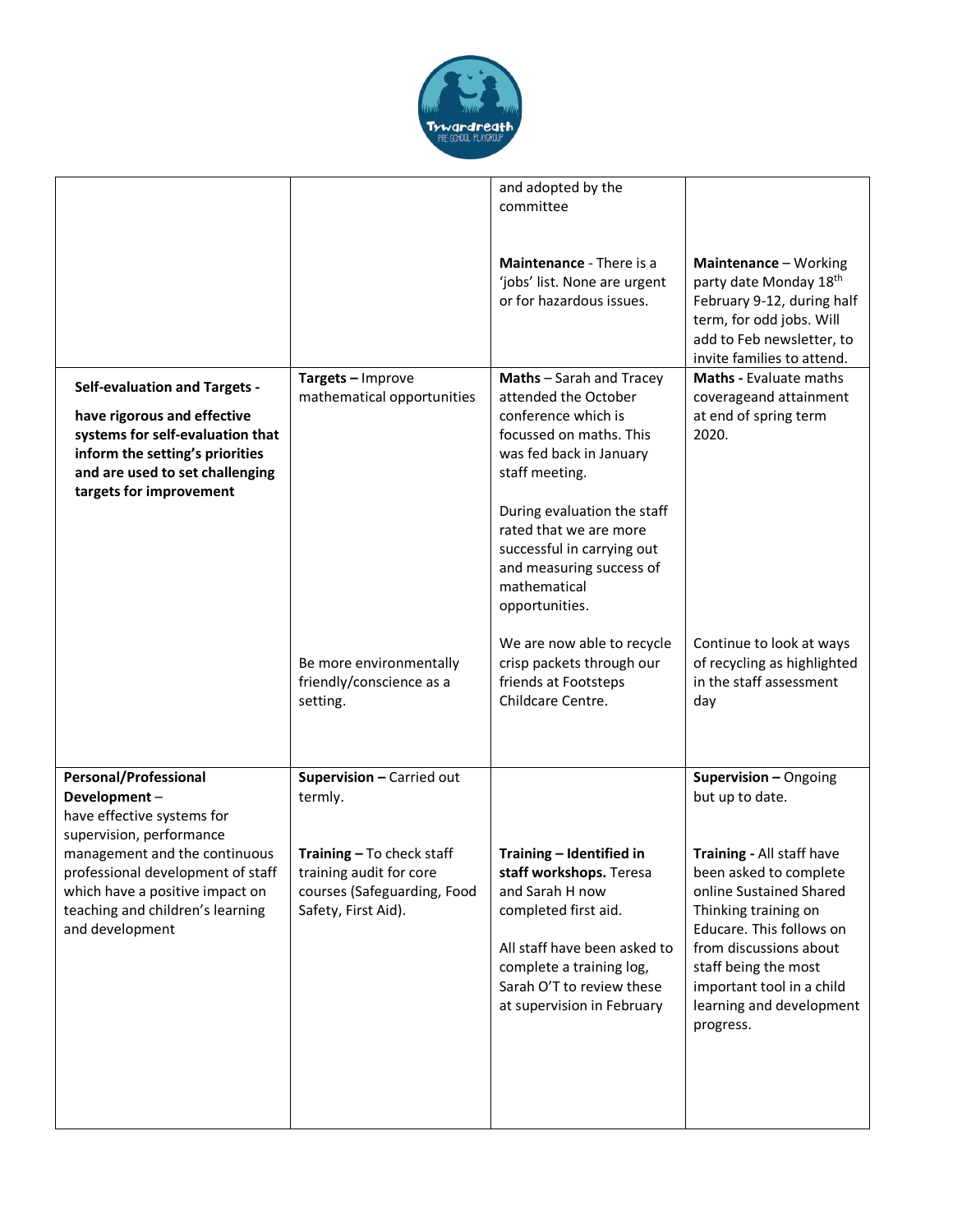| | | | |
|---|---|---|---|
| | | and adopted by the committee<br><br>**Maintenance** - There is a 'jobs' list. None are urgent or for hazardous issues. | **Maintenance** – Working party date Monday 18th February 9-12, during half term, for odd jobs. Will add to Feb newsletter, to invite families to attend. |
| **Self-evaluation and Targets - have rigorous and effective systems for self-evaluation that inform the setting's priorities and are used to set challenging targets for improvement** | **Targets –** Improve mathematical opportunities<br><br>Be more environmentally friendly/conscience as a setting. | **Maths** – Sarah and Tracey attended the October conference which is focussed on maths. This was fed back in January staff meeting.<br><br>During evaluation the staff rated that we are more successful in carrying out and measuring success of mathematical opportunities.<br><br>We are now able to recycle crisp packets through our friends at Footsteps Childcare Centre. | **Maths -** Evaluate maths coverageand attainment at end of spring term 2020.<br><br>Continue to look at ways of recycling as highlighted in the staff assessment day |
| **Personal/Professional Development** – have effective systems for supervision, performance management and the continuous professional development of staff which have a positive impact on teaching and children's learning and development | **Supervision –** Carried out termly.<br><br>**Training –** To check staff training audit for core courses (Safeguarding, Food Safety, First Aid). | **Training – Identified in staff workshops.** Teresa and Sarah H now completed first aid.<br><br>All staff have been asked to complete a training log, Sarah O'T to review these at supervision in February | **Supervision –** Ongoing but up to date.<br><br>**Training -** All staff have been asked to complete online Sustained Shared Thinking training on Educare. This follows on from discussions about staff being the most important tool in a child learning and development progress. |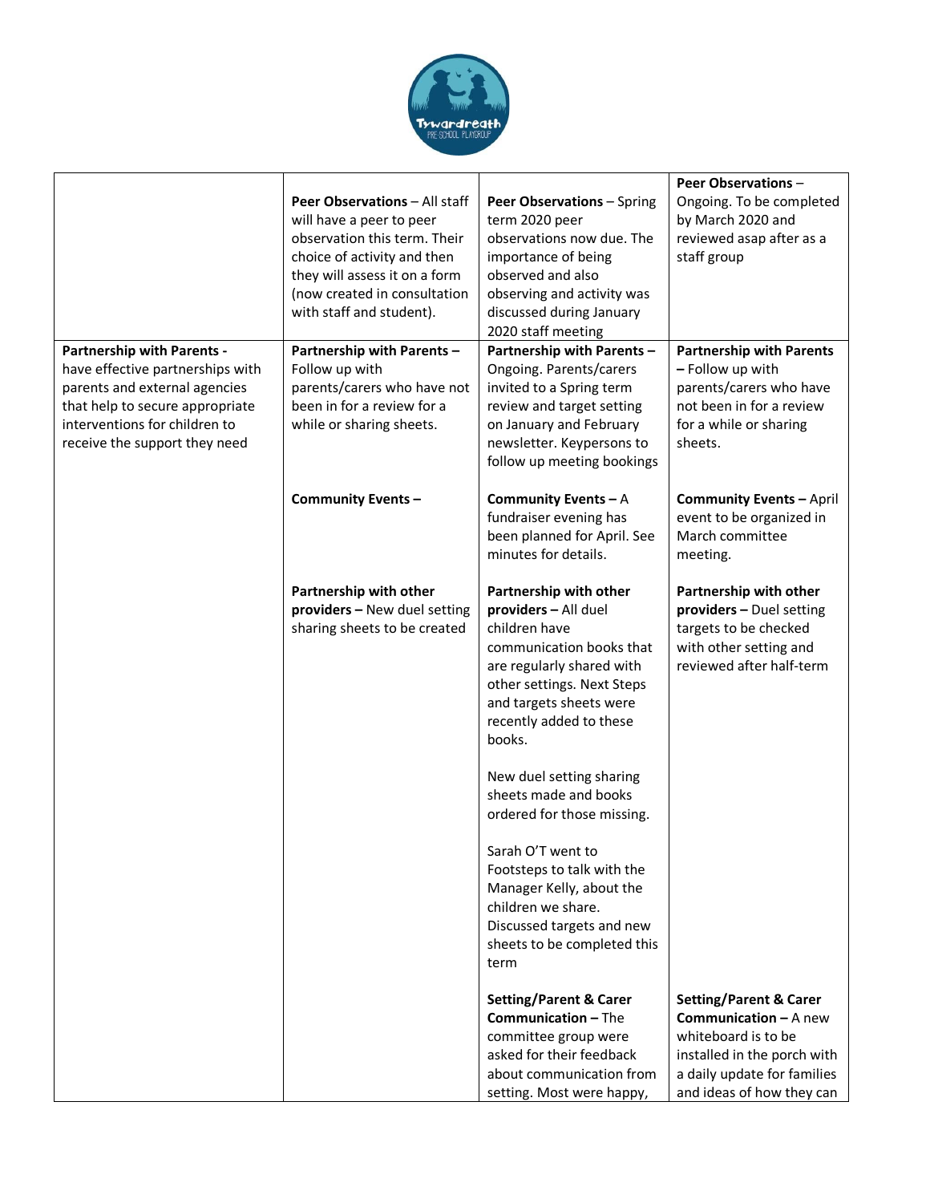| | | | |
|---|---|---|---|
| | **Peer Observations** – All staff will have a peer to peer observation this term. Their choice of activity and then they will assess it on a form (now created in consultation with staff and student). | **Peer Observations** – Spring term 2020 peer observations now due. The importance of being observed and also observing and activity was discussed during January 2020 staff meeting | **Peer Observations** – Ongoing. To be completed by March 2020 and reviewed asap after as a staff group |
| **Partnership with Parents -** have effective partnerships with parents and external agencies that help to secure appropriate interventions for children to receive the support they need | **Partnership with Parents –** Follow up with parents/carers who have not been in for a review for a while or sharing sheets. | **Partnership with Parents –** Ongoing. Parents/carers invited to a Spring term review and target setting on January and February newsletter. Keypersons to follow up meeting bookings | **Partnership with Parents –** Follow up with parents/carers who have not been in for a review for a while or sharing sheets. |
| | **Community Events –** | **Community Events –** A fundraiser evening has been planned for April. See minutes for details. | **Community Events –** April event to be organized in March committee meeting. |
| | **Partnership with other providers –** New duel setting sharing sheets to be created | **Partnership with other providers –** All duel children have communication books that are regularly shared with other settings. Next Steps and targets sheets were recently added to these books.<br><br>New duel setting sharing sheets made and books ordered for those missing.<br><br>Sarah O'T went to Footsteps to talk with the Manager Kelly, about the children we share. Discussed targets and new sheets to be completed this term | **Partnership with other providers –** Duel setting targets to be checked with other setting and reviewed after half-term |
| | | **Setting/Parent & Carer Communication –** The committee group were asked for their feedback about communication from setting. Most were happy, | **Setting/Parent & Carer Communication –** A new whiteboard is to be installed in the porch with a daily update for families and ideas of how they can |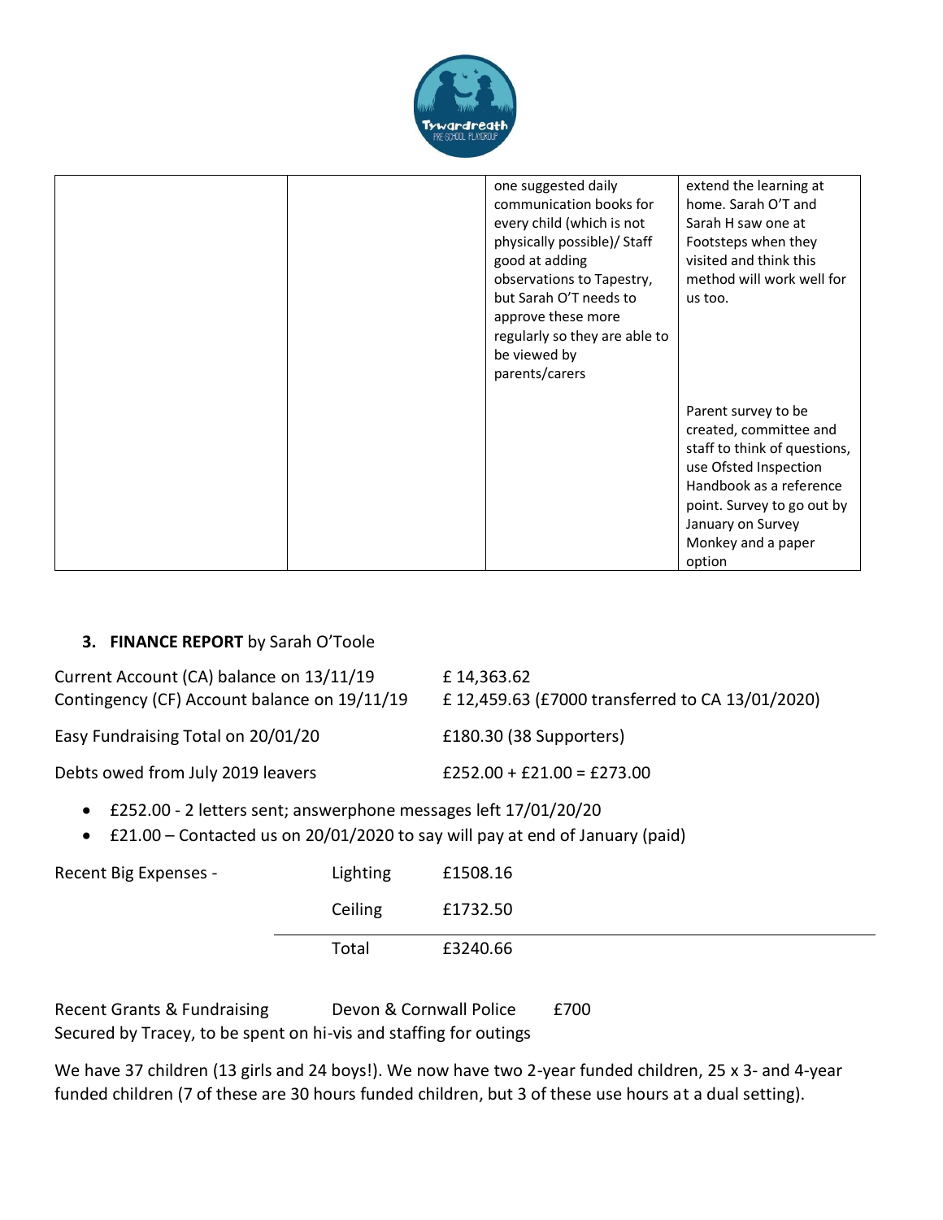| | | | |
|---|---|---|---|
| | | one suggested daily communication books for every child (which is not physically possible)/ Staff good at adding observations to Tapestry, but Sarah O'T needs to approve these more regularly so they are able to be viewed by parents/carers | extend the learning at home. Sarah O'T and Sarah H saw one at Footsteps when they visited and think this method will work well for us too. |
| | | | Parent survey to be created, committee and staff to think of questions, use Ofsted Inspection Handbook as a reference point. Survey to go out by January on Survey Monkey and a paper option |

### 3. FINANCE REPORT by Sarah O'Toole

| | |
|---|---|
| Current Account (CA) balance on 13/11/19 | £ 14,363.62 |
| Contingency (CF) Account balance on 19/11/19 | £ 12,459.63 (£7000 transferred to CA 13/01/2020) |
| Easy Fundraising Total on 20/01/20 | £180.30 (38 Supporters) |
| Debts owed from July 2019 leavers | £252.00 + £21.00 = £273.00 |

- £252.00 - 2 letters sent; answerphone messages left 17/01/20/20
- £21.00 – Contacted us on 20/01/2020 to say will pay at end of January (paid)

| Recent Big Expenses - | | |
|---|---|---|
| | Lighting | £1508.16 |
| | Ceiling | £1732.50 |
| | Total | £3240.66 |

Recent Grants & Fundraising   Devon & Cornwall Police   £700
Secured by Tracey, to be spent on hi-vis and staffing for outings

We have 37 children (13 girls and 24 boys!). We now have two 2-year funded children, 25 x 3- and 4-year funded children (7 of these are 30 hours funded children, but 3 of these use hours at a dual setting).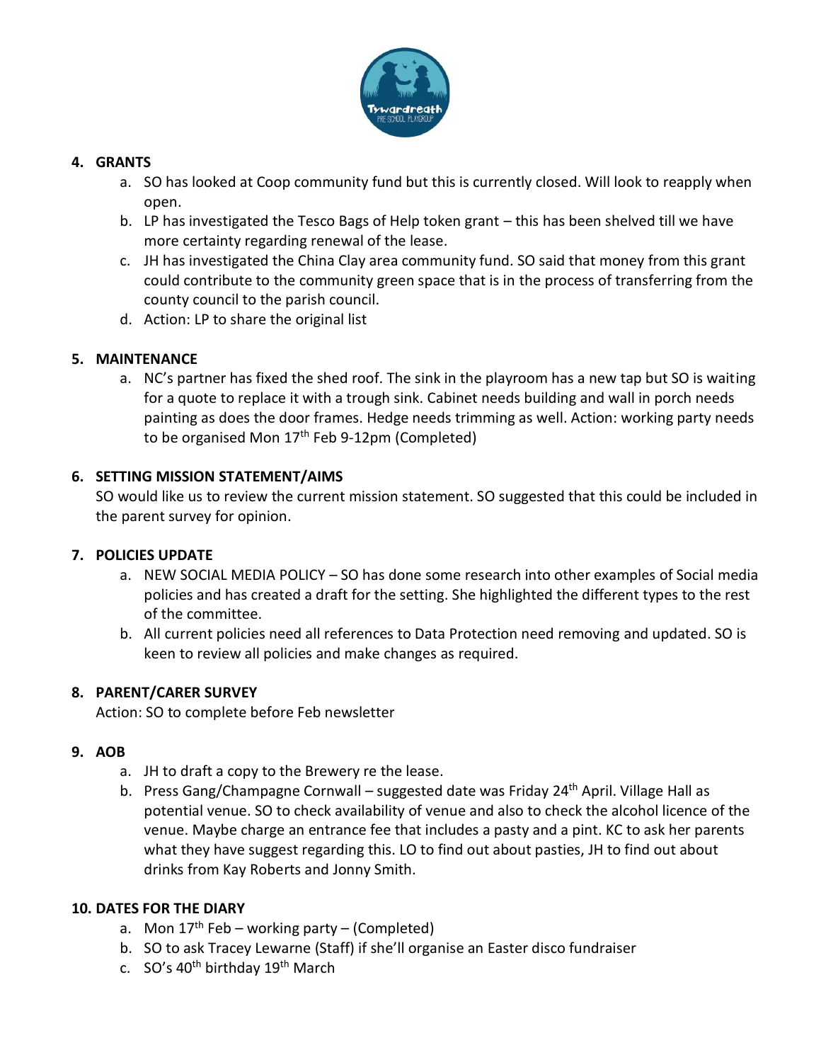4. **GRANTS**
   a. SO has looked at Coop community fund but this is currently closed. Will look to reapply when open.
   b. LP has investigated the Tesco Bags of Help token grant – this has been shelved till we have more certainty regarding renewal of the lease.
   c. JH has investigated the China Clay area community fund. SO said that money from this grant could contribute to the community green space that is in the process of transferring from the county council to the parish council.
   d. Action: LP to share the original list

5. **MAINTENANCE**
   a. NC's partner has fixed the shed roof. The sink in the playroom has a new tap but SO is waiting for a quote to replace it with a trough sink. Cabinet needs building and wall in porch needs painting as does the door frames. Hedge needs trimming as well. Action: working party needs to be organised Mon 17th Feb 9-12pm (Completed)

6. **SETTING MISSION STATEMENT/AIMS**

   SO would like us to review the current mission statement. SO suggested that this could be included in the parent survey for opinion.

7. **POLICIES UPDATE**
   a. NEW SOCIAL MEDIA POLICY – SO has done some research into other examples of Social media policies and has created a draft for the setting. She highlighted the different types to the rest of the committee.
   b. All current policies need all references to Data Protection need removing and updated. SO is keen to review all policies and make changes as required.

8. **PARENT/CARER SURVEY**

   Action: SO to complete before Feb newsletter

9. **AOB**
   a. JH to draft a copy to the Brewery re the lease.
   b. Press Gang/Champagne Cornwall – suggested date was Friday 24th April. Village Hall as potential venue. SO to check availability of venue and also to check the alcohol licence of the venue. Maybe charge an entrance fee that includes a pasty and a pint. KC to ask her parents what they have suggest regarding this. LO to find out about pasties, JH to find out about drinks from Kay Roberts and Jonny Smith.

10. **DATES FOR THE DIARY**
    a. Mon 17th Feb – working party – (Completed)
    b. SO to ask Tracey Lewarne (Staff) if she'll organise an Easter disco fundraiser
    c. SO's 40th birthday 19th March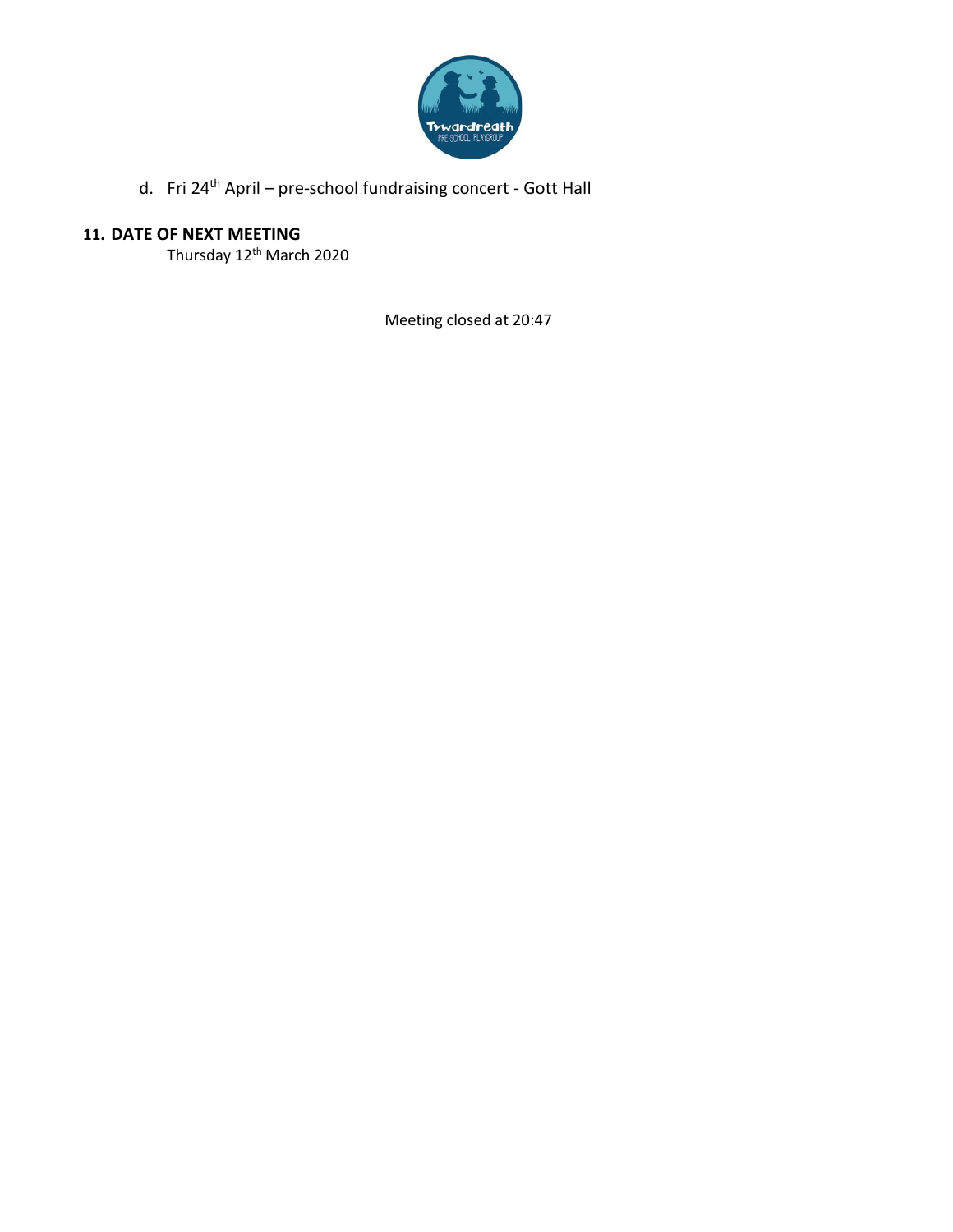d. Fri 24th April – pre-school fundraising concert - Gott Hall

**11. DATE OF NEXT MEETING**

Thursday 12th March 2020

Meeting closed at 20:47